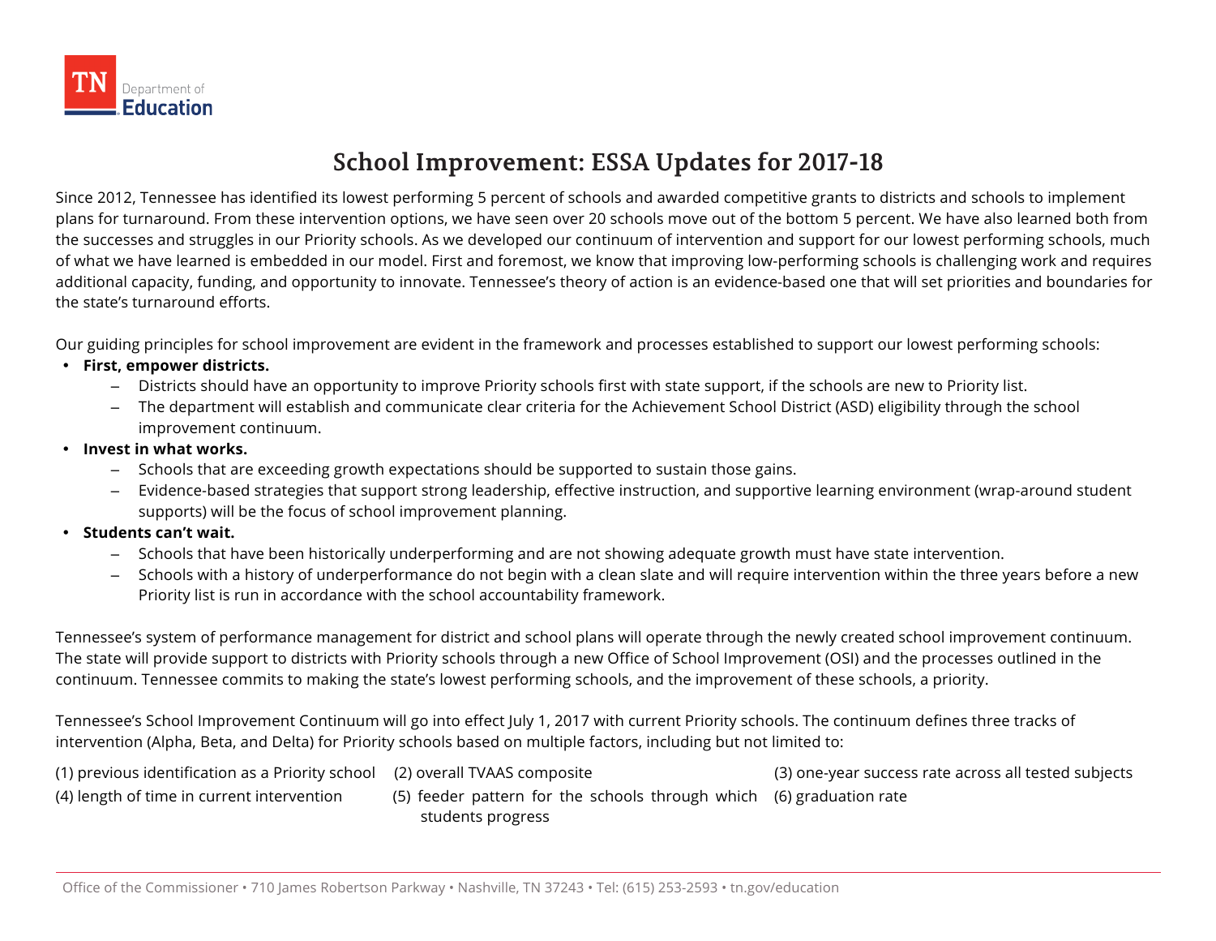TN Department of Education

# School Improvement: ESSA Updates for 2017-18

Since 2012, Tennessee has identified its lowest performing 5 percent of schools and awarded competitive grants to districts and schools to implement plans for turnaround. From these intervention options, we have seen over 20 schools move out of the bottom 5 percent. We have also learned both from the successes and struggles in our Priority schools. As we developed our continuum of intervention and support for our lowest performing schools, much of what we have learned is embedded in our model. First and foremost, we know that improving low-performing schools is challenging work and requires additional capacity, funding, and opportunity to innovate. Tennessee's theory of action is an evidence-based one that will set priorities and boundaries for the state's turnaround efforts.

Our guiding principles for school improvement are evident in the framework and processes established to support our lowest performing schools:

- **First, empower districts.**
  - Districts should have an opportunity to improve Priority schools first with state support, if the schools are new to Priority list.
  - The department will establish and communicate clear criteria for the Achievement School District (ASD) eligibility through the school improvement continuum.
- **Invest in what works.**
  - Schools that are exceeding growth expectations should be supported to sustain those gains.
  - Evidence-based strategies that support strong leadership, effective instruction, and supportive learning environment (wrap-around student supports) will be the focus of school improvement planning.
- **Students can't wait.**
  - Schools that have been historically underperforming and are not showing adequate growth must have state intervention.
  - Schools with a history of underperformance do not begin with a clean slate and will require intervention within the three years before a new Priority list is run in accordance with the school accountability framework.

Tennessee's system of performance management for district and school plans will operate through the newly created school improvement continuum. The state will provide support to districts with Priority schools through a new Office of School Improvement (OSI) and the processes outlined in the continuum. Tennessee commits to making the state's lowest performing schools, and the improvement of these schools, a priority.

Tennessee's School Improvement Continuum will go into effect July 1, 2017 with current Priority schools. The continuum defines three tracks of intervention (Alpha, Beta, and Delta) for Priority schools based on multiple factors, including but not limited to:

(1) previous identification as a Priority school
(2) overall TVAAS composite
(3) one-year success rate across all tested subjects
(4) length of time in current intervention
(5) feeder pattern for the schools through which students progress
(6) graduation rate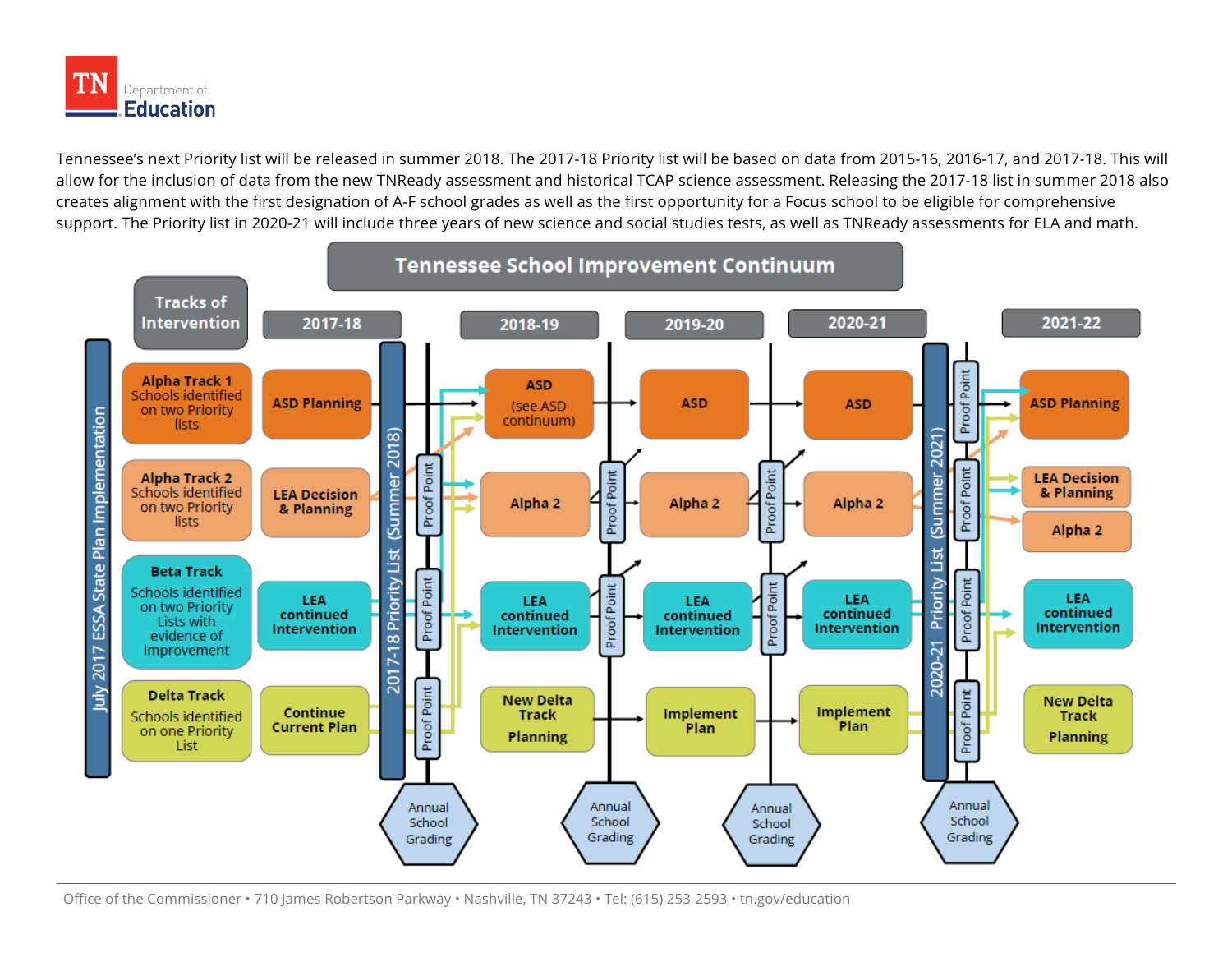Tennessee's next Priority list will be released in summer 2018. The 2017-18 Priority list will be based on data from 2015-16, 2016-17, and 2017-18. This will allow for the inclusion of data from the new TNReady assessment and historical TCAP science assessment. Releasing the 2017-18 list in summer 2018 also creates alignment with the first designation of A-F school grades as well as the first opportunity for a Focus school to be eligible for comprehensive support. The Priority list in 2020-21 will include three years of new science and social studies tests, as well as TNReady assessments for ELA and math.

## Tennessee School Improvement Continuum

July 2017 ESSA State Plan Implementation

| Tracks of Intervention | 2017-18 | 2017-18 Priority List (Summer 2018) | 2018-19 | | 2019-20 | | 2020-21 | 2020-21 Priority List (Summer 2021) | 2021-22 |
|---|---|---|---|---|---|---|---|---|---|
| **Alpha Track 1** Schools identified on two Priority lists | ASD Planning | | ASD (see ASD continuum) | | ASD | | ASD | Proof Point | ASD Planning |
| **Alpha Track 2** Schools identified on two Priority lists | LEA Decision & Planning | Proof Point | Alpha 2 | Proof Point | Alpha 2 | Proof Point | Alpha 2 | Proof Point | LEA Decision & Planning; Alpha 2 |
| **Beta Track** Schools identified on two Priority Lists with evidence of improvement | LEA continued Intervention | Proof Point | LEA continued Intervention | Proof Point | LEA continued Intervention | Proof Point | LEA continued Intervention | Proof Point | LEA continued Intervention |
| **Delta Track** Schools identified on one Priority List | Continue Current Plan | Proof Point | New Delta Track Planning | | Implement Plan | | Implement Plan | Proof Point | New Delta Track Planning |
| | | Annual School Grading | | Annual School Grading | | Annual School Grading | | Annual School Grading | |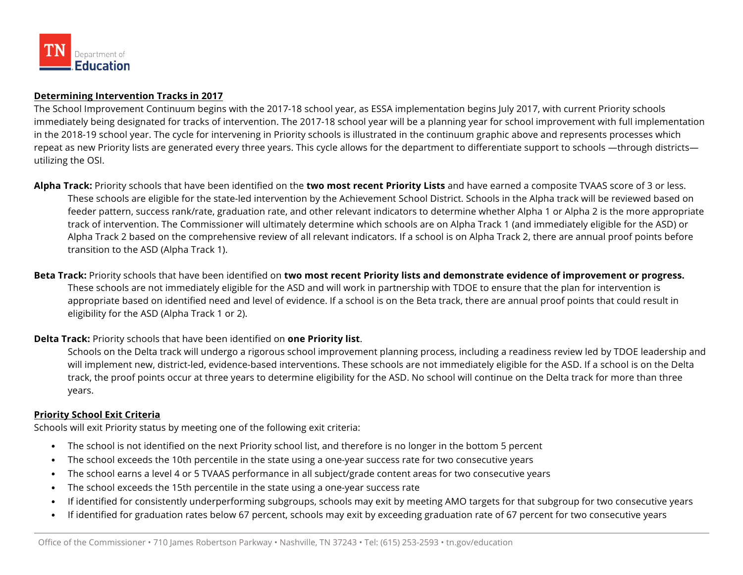## Determining Intervention Tracks in 2017

The School Improvement Continuum begins with the 2017-18 school year, as ESSA implementation begins July 2017, with current Priority schools immediately being designated for tracks of intervention. The 2017-18 school year will be a planning year for school improvement with full implementation in the 2018-19 school year. The cycle for intervening in Priority schools is illustrated in the continuum graphic above and represents processes which repeat as new Priority lists are generated every three years. This cycle allows for the department to differentiate support to schools —through districts— utilizing the OSI.

**Alpha Track:** Priority schools that have been identified on the **two most recent Priority Lists** and have earned a composite TVAAS score of 3 or less. These schools are eligible for the state-led intervention by the Achievement School District. Schools in the Alpha track will be reviewed based on feeder pattern, success rank/rate, graduation rate, and other relevant indicators to determine whether Alpha 1 or Alpha 2 is the more appropriate track of intervention. The Commissioner will ultimately determine which schools are on Alpha Track 1 (and immediately eligible for the ASD) or Alpha Track 2 based on the comprehensive review of all relevant indicators. If a school is on Alpha Track 2, there are annual proof points before transition to the ASD (Alpha Track 1).

**Beta Track:** Priority schools that have been identified on **two most recent Priority lists and demonstrate evidence of improvement or progress.** These schools are not immediately eligible for the ASD and will work in partnership with TDOE to ensure that the plan for intervention is appropriate based on identified need and level of evidence. If a school is on the Beta track, there are annual proof points that could result in eligibility for the ASD (Alpha Track 1 or 2).

**Delta Track:** Priority schools that have been identified on **one Priority list**.
Schools on the Delta track will undergo a rigorous school improvement planning process, including a readiness review led by TDOE leadership and will implement new, district-led, evidence-based interventions. These schools are not immediately eligible for the ASD. If a school is on the Delta track, the proof points occur at three years to determine eligibility for the ASD. No school will continue on the Delta track for more than three years.

## Priority School Exit Criteria

Schools will exit Priority status by meeting one of the following exit criteria:

- The school is not identified on the next Priority school list, and therefore is no longer in the bottom 5 percent
- The school exceeds the 10th percentile in the state using a one-year success rate for two consecutive years
- The school earns a level 4 or 5 TVAAS performance in all subject/grade content areas for two consecutive years
- The school exceeds the 15th percentile in the state using a one-year success rate
- If identified for consistently underperforming subgroups, schools may exit by meeting AMO targets for that subgroup for two consecutive years
- If identified for graduation rates below 67 percent, schools may exit by exceeding graduation rate of 67 percent for two consecutive years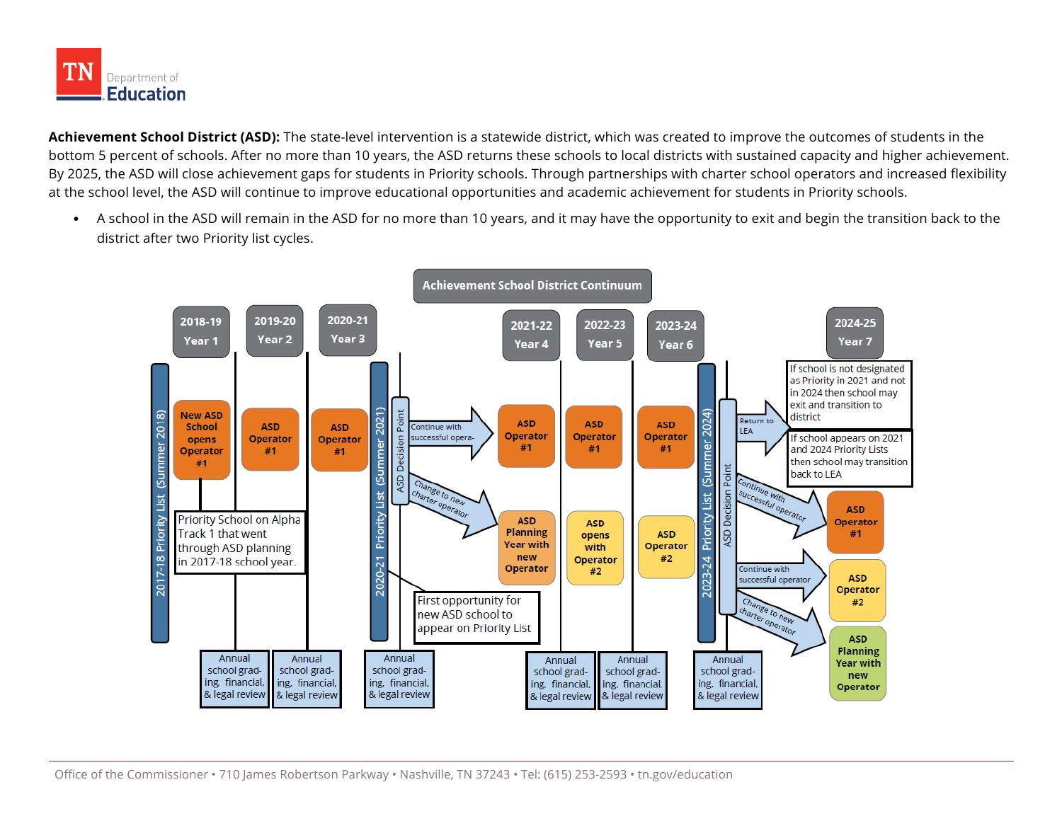**Achievement School District (ASD):** The state-level intervention is a statewide district, which was created to improve the outcomes of students in the bottom 5 percent of schools. After no more than 10 years, the ASD returns these schools to local districts with sustained capacity and higher achievement. By 2025, the ASD will close achievement gaps for students in Priority schools. Through partnerships with charter school operators and increased flexibility at the school level, the ASD will continue to improve educational opportunities and academic achievement for students in Priority schools.

- A school in the ASD will remain in the ASD for no more than 10 years, and it may have the opportunity to exit and begin the transition back to the district after two Priority list cycles.

Achievement School District Continuum

2018-19 Year 1
2019-20 Year 2
2020-21 Year 3
2021-22 Year 4
2022-23 Year 5
2023-24 Year 6
2024-25 Year 7

2017-18 Priority List (Summer 2018)
New ASD School opens Operator #1
ASD Operator #1
ASD Operator #1
Priority School on Alpha Track 1 that went through ASD planning in 2017-18 school year.

2020-21 Priority List (Summer 2021)
ASD Decision Point
Continue with successful opera-
Change to new charter operator
First opportunity for new ASD school to appear on Priority List

ASD Operator #1
ASD Operator #1
ASD Operator #1
ASD Planning Year with new Operator
ASD opens with Operator #2
ASD Operator #2

2023-24 Priority List (Summer 2024)
ASD Decision Point
Return to LEA
If school is not designated as Priority in 2021 and not in 2024 then school may exit and transition to district
If school appears on 2021 and 2024 Priority Lists then school may transition back to LEA
Continue with successful operator
ASD Operator #1
Continue with successful operator
ASD Operator #2
Change to new charter operator
ASD Planning Year with new Operator

Annual school grading, financial, & legal review